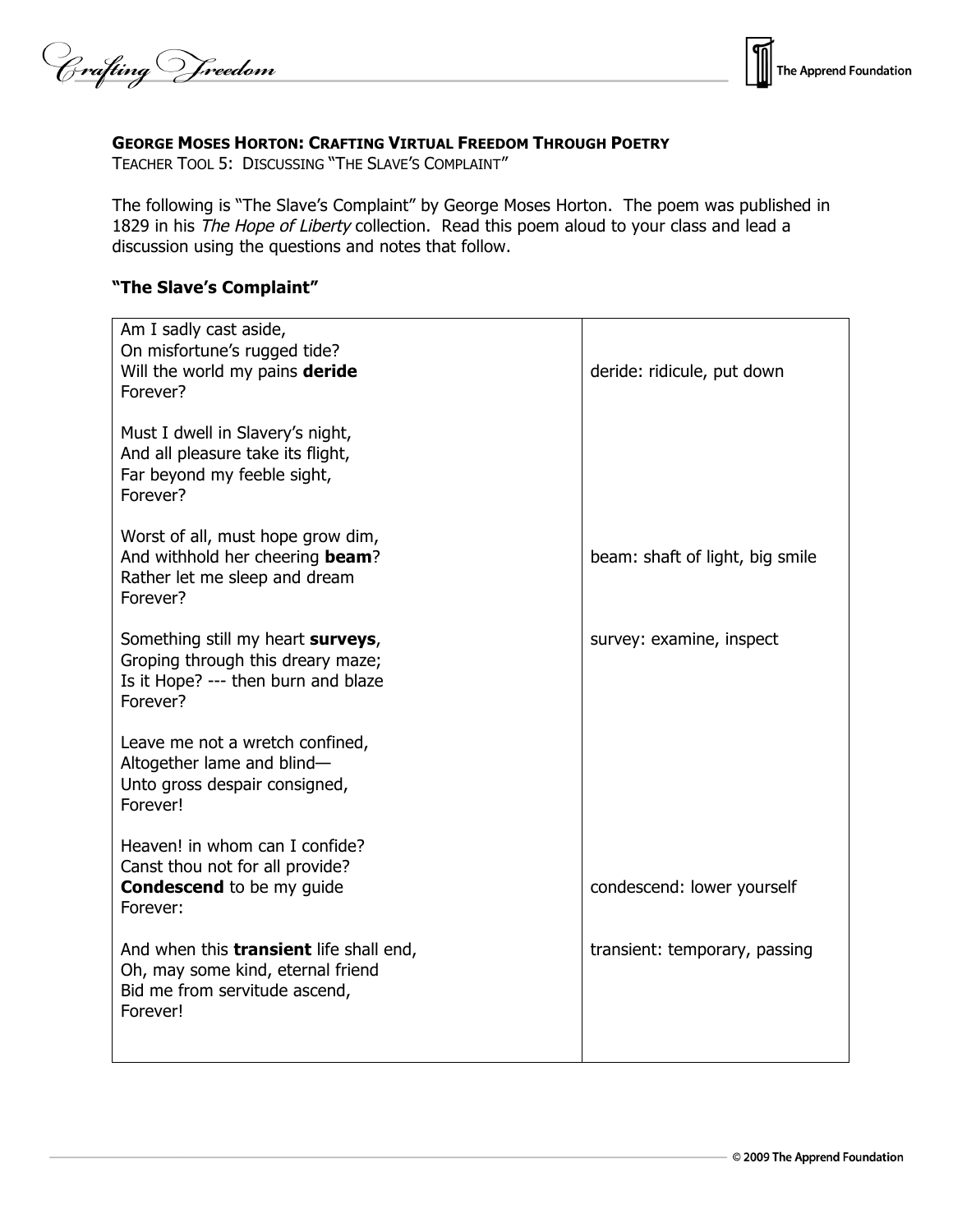**GEORGE MOSES HORTON: CRAFTING VIRTUAL FREEDOM THROUGH POETRY**

TEACHER TOOL 5: DISCUSSING "THE SLAVE'S COMPLAINT"

The following is "The Slave's Complaint" by George Moses Horton. The poem was published in 1829 in his *The Hope of Liberty* collection. Read this poem aloud to your class and lead a discussion using the questions and notes that follow.

**"The Slave's Complaint"**

| | |
|---|---|
| Am I sadly cast aside,<br>On misfortune's rugged tide?<br>Will the world my pains **deride**<br>Forever? | deride: ridicule, put down |
| Must I dwell in Slavery's night,<br>And all pleasure take its flight,<br>Far beyond my feeble sight,<br>Forever? | |
| Worst of all, must hope grow dim,<br>And withhold her cheering **beam**?<br>Rather let me sleep and dream<br>Forever? | beam: shaft of light, big smile |
| Something still my heart **surveys**,<br>Groping through this dreary maze;<br>Is it Hope? --- then burn and blaze<br>Forever? | survey: examine, inspect |
| Leave me not a wretch confined,<br>Altogether lame and blind—<br>Unto gross despair consigned,<br>Forever! | |
| Heaven! in whom can I confide?<br>Canst thou not for all provide?<br>**Condescend** to be my guide<br>Forever: | condescend: lower yourself |
| And when this **transient** life shall end,<br>Oh, may some kind, eternal friend<br>Bid me from servitude ascend,<br>Forever! | transient: temporary, passing |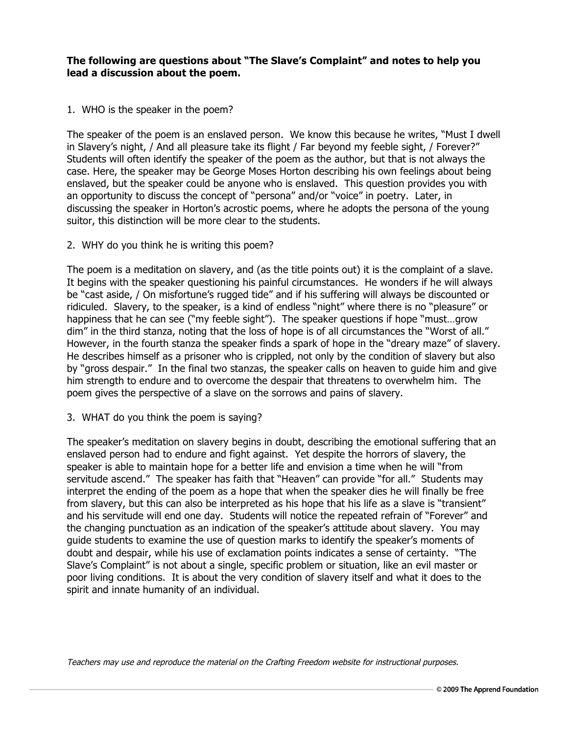**The following are questions about "The Slave's Complaint" and notes to help you lead a discussion about the poem.**

1. WHO is the speaker in the poem?

The speaker of the poem is an enslaved person. We know this because he writes, "Must I dwell in Slavery's night, / And all pleasure take its flight / Far beyond my feeble sight, / Forever?" Students will often identify the speaker of the poem as the author, but that is not always the case. Here, the speaker may be George Moses Horton describing his own feelings about being enslaved, but the speaker could be anyone who is enslaved. This question provides you with an opportunity to discuss the concept of "persona" and/or "voice" in poetry. Later, in discussing the speaker in Horton's acrostic poems, where he adopts the persona of the young suitor, this distinction will be more clear to the students.

2. WHY do you think he is writing this poem?

The poem is a meditation on slavery, and (as the title points out) it is the complaint of a slave. It begins with the speaker questioning his painful circumstances. He wonders if he will always be "cast aside, / On misfortune's rugged tide" and if his suffering will always be discounted or ridiculed. Slavery, to the speaker, is a kind of endless "night" where there is no "pleasure" or happiness that he can see ("my feeble sight"). The speaker questions if hope "must…grow dim" in the third stanza, noting that the loss of hope is of all circumstances the "Worst of all." However, in the fourth stanza the speaker finds a spark of hope in the "dreary maze" of slavery. He describes himself as a prisoner who is crippled, not only by the condition of slavery but also by "gross despair." In the final two stanzas, the speaker calls on heaven to guide him and give him strength to endure and to overcome the despair that threatens to overwhelm him. The poem gives the perspective of a slave on the sorrows and pains of slavery.

3. WHAT do you think the poem is saying?

The speaker's meditation on slavery begins in doubt, describing the emotional suffering that an enslaved person had to endure and fight against. Yet despite the horrors of slavery, the speaker is able to maintain hope for a better life and envision a time when he will "from servitude ascend." The speaker has faith that "Heaven" can provide "for all." Students may interpret the ending of the poem as a hope that when the speaker dies he will finally be free from slavery, but this can also be interpreted as his hope that his life as a slave is "transient" and his servitude will end one day. Students will notice the repeated refrain of "Forever" and the changing punctuation as an indication of the speaker's attitude about slavery. You may guide students to examine the use of question marks to identify the speaker's moments of doubt and despair, while his use of exclamation points indicates a sense of certainty. "The Slave's Complaint" is not about a single, specific problem or situation, like an evil master or poor living conditions. It is about the very condition of slavery itself and what it does to the spirit and innate humanity of an individual.

*Teachers may use and reproduce the material on the Crafting Freedom website for instructional purposes.*

© 2009 The Apprend Foundation